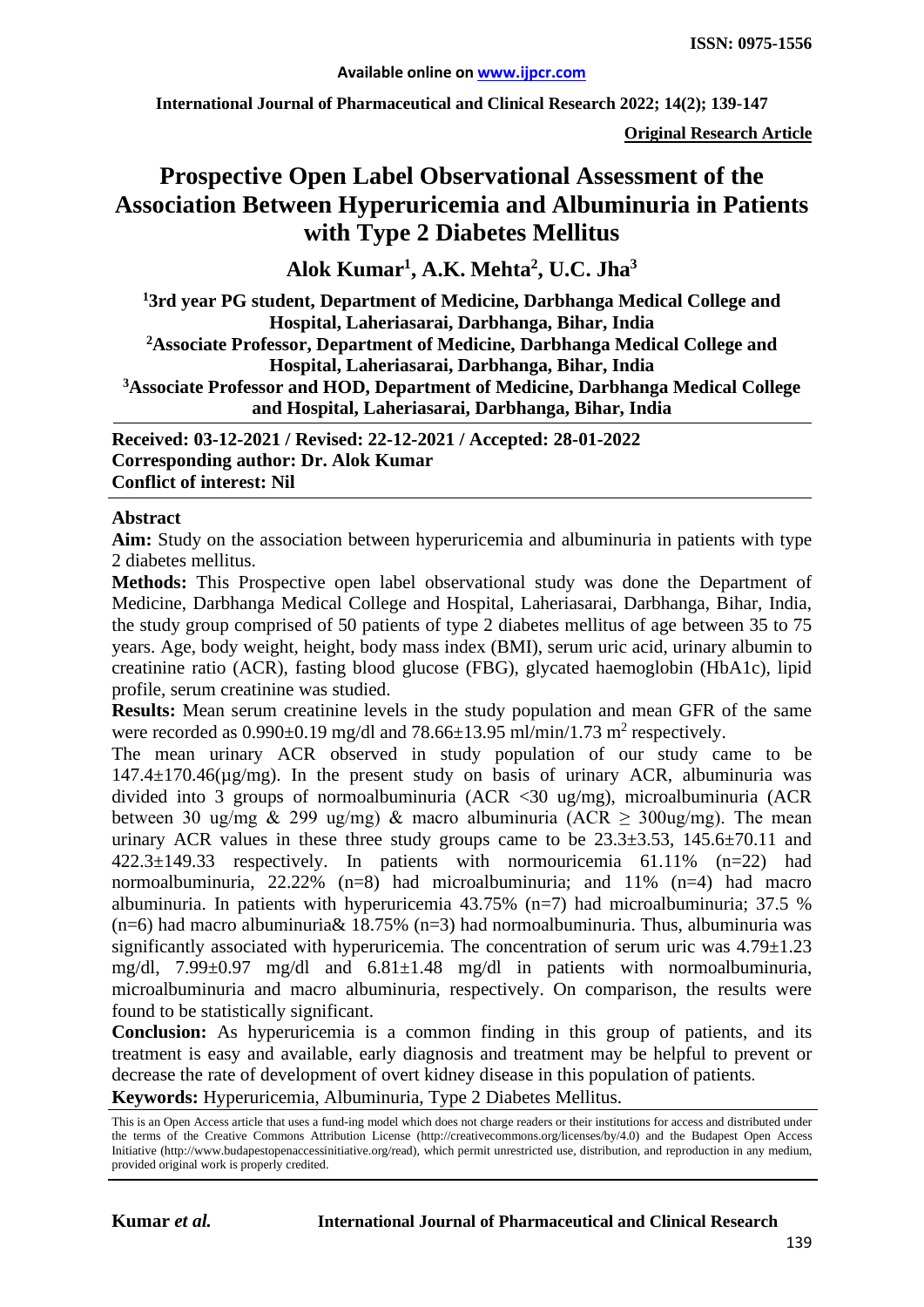**Available online on www.ijpcr.com**

**Original Research Article**

# Prospective Open Label Observational Assessment of the Association Between Hyperuricemia and Albuminuria in Patients with Type 2 Diabetes Mellitus

**Alok Kumar[1], A.K. Mehta[2], U.C. Jha[3]**

**[1]3rd year PG student, Department of Medicine, Darbhanga Medical College and Hospital, Laheriasarai, Darbhanga, Bihar, India**
**[2]Associate Professor, Department of Medicine, Darbhanga Medical College and Hospital, Laheriasarai, Darbhanga, Bihar, India**
**[3]Associate Professor and HOD, Department of Medicine, Darbhanga Medical College and Hospital, Laheriasarai, Darbhanga, Bihar, India**

**Received: 03-12-2021 / Revised: 22-12-2021 / Accepted: 28-01-2022**
**Corresponding author: Dr. Alok Kumar**
**Conflict of interest: Nil**

## Abstract

**Aim:** Study on the association between hyperuricemia and albuminuria in patients with type 2 diabetes mellitus.

**Methods:** This Prospective open label observational study was done the Department of Medicine, Darbhanga Medical College and Hospital, Laheriasarai, Darbhanga, Bihar, India, the study group comprised of 50 patients of type 2 diabetes mellitus of age between 35 to 75 years. Age, body weight, height, body mass index (BMI), serum uric acid, urinary albumin to creatinine ratio (ACR), fasting blood glucose (FBG), glycated haemoglobin (HbA1c), lipid profile, serum creatinine was studied.

**Results:** Mean serum creatinine levels in the study population and mean GFR of the same were recorded as 0.990±0.19 mg/dl and 78.66±13.95 ml/min/1.73 m$^2$ respectively.

The mean urinary ACR observed in study population of our study came to be 147.4±170.46(µg/mg). In the present study on basis of urinary ACR, albuminuria was divided into 3 groups of normoalbuminuria (ACR <30 ug/mg), microalbuminuria (ACR between 30 ug/mg & 299 ug/mg) & macro albuminuria (ACR ≥ 300ug/mg). The mean urinary ACR values in these three study groups came to be 23.3±3.53, 145.6±70.11 and 422.3±149.33 respectively. In patients with normouricemia 61.11% (n=22) had normoalbuminuria, 22.22% (n=8) had microalbuminuria; and 11% (n=4) had macro albuminuria. In patients with hyperuricemia 43.75% (n=7) had microalbuminuria; 37.5 % (n=6) had macro albuminuria& 18.75% (n=3) had normoalbuminuria. Thus, albuminuria was significantly associated with hyperuricemia. The concentration of serum uric was 4.79±1.23 mg/dl, 7.99±0.97 mg/dl and 6.81±1.48 mg/dl in patients with normoalbuminuria, microalbuminuria and macro albuminuria, respectively. On comparison, the results were found to be statistically significant.

**Conclusion:** As hyperuricemia is a common finding in this group of patients, and its treatment is easy and available, early diagnosis and treatment may be helpful to prevent or decrease the rate of development of overt kidney disease in this population of patients.

**Keywords:** Hyperuricemia, Albuminuria, Type 2 Diabetes Mellitus.

This is an Open Access article that uses a fund-ing model which does not charge readers or their institutions for access and distributed under the terms of the Creative Commons Attribution License (http://creativecommons.org/licenses/by/4.0) and the Budapest Open Access Initiative (http://www.budapestopenaccessinitiative.org/read), which permit unrestricted use, distribution, and reproduction in any medium, provided original work is properly credited.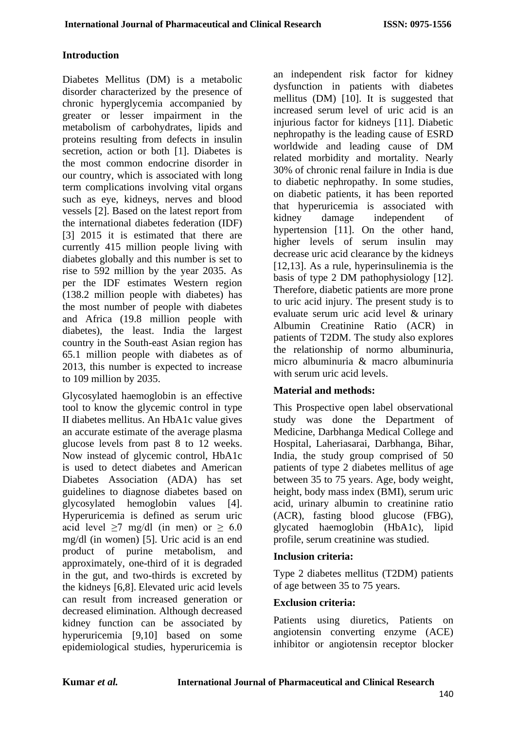## Introduction

Diabetes Mellitus (DM) is a metabolic disorder characterized by the presence of chronic hyperglycemia accompanied by greater or lesser impairment in the metabolism of carbohydrates, lipids and proteins resulting from defects in insulin secretion, action or both [1]. Diabetes is the most common endocrine disorder in our country, which is associated with long term complications involving vital organs such as eye, kidneys, nerves and blood vessels [2]. Based on the latest report from the international diabetes federation (IDF) [3] 2015 it is estimated that there are currently 415 million people living with diabetes globally and this number is set to rise to 592 million by the year 2035. As per the IDF estimates Western region (138.2 million people with diabetes) has the most number of people with diabetes and Africa (19.8 million people with diabetes), the least. India the largest country in the South-east Asian region has 65.1 million people with diabetes as of 2013, this number is expected to increase to 109 million by 2035.

Glycosylated haemoglobin is an effective tool to know the glycemic control in type II diabetes mellitus. An HbA1c value gives an accurate estimate of the average plasma glucose levels from past 8 to 12 weeks. Now instead of glycemic control, HbA1c is used to detect diabetes and American Diabetes Association (ADA) has set guidelines to diagnose diabetes based on glycosylated hemoglobin values [4]. Hyperuricemia is defined as serum uric acid level $\geq 7$ mg/dl (in men) or $\geq 6.0$ mg/dl (in women) [5]. Uric acid is an end product of purine metabolism, and approximately, one-third of it is degraded in the gut, and two-thirds is excreted by the kidneys [6,8]. Elevated uric acid levels can result from increased generation or decreased elimination. Although decreased kidney function can be associated by hyperuricemia [9,10] based on some epidemiological studies, hyperuricemia is an independent risk factor for kidney dysfunction in patients with diabetes mellitus (DM) [10]. It is suggested that increased serum level of uric acid is an injurious factor for kidneys [11]. Diabetic nephropathy is the leading cause of ESRD worldwide and leading cause of DM related morbidity and mortality. Nearly 30% of chronic renal failure in India is due to diabetic nephropathy. In some studies, on diabetic patients, it has been reported that hyperuricemia is associated with kidney damage independent of hypertension [11]. On the other hand, higher levels of serum insulin may decrease uric acid clearance by the kidneys [12,13]. As a rule, hyperinsulinemia is the basis of type 2 DM pathophysiology [12]. Therefore, diabetic patients are more prone to uric acid injury. The present study is to evaluate serum uric acid level & urinary Albumin Creatinine Ratio (ACR) in patients of T2DM. The study also explores the relationship of normo albuminuria, micro albuminuria & macro albuminuria with serum uric acid levels.

## Material and methods:

This Prospective open label observational study was done the Department of Medicine, Darbhanga Medical College and Hospital, Laheriasarai, Darbhanga, Bihar, India, the study group comprised of 50 patients of type 2 diabetes mellitus of age between 35 to 75 years. Age, body weight, height, body mass index (BMI), serum uric acid, urinary albumin to creatinine ratio (ACR), fasting blood glucose (FBG), glycated haemoglobin (HbA1c), lipid profile, serum creatinine was studied.

### Inclusion criteria:

Type 2 diabetes mellitus (T2DM) patients of age between 35 to 75 years.

### Exclusion criteria:

Patients using diuretics, Patients on angiotensin converting enzyme (ACE) inhibitor or angiotensin receptor blocker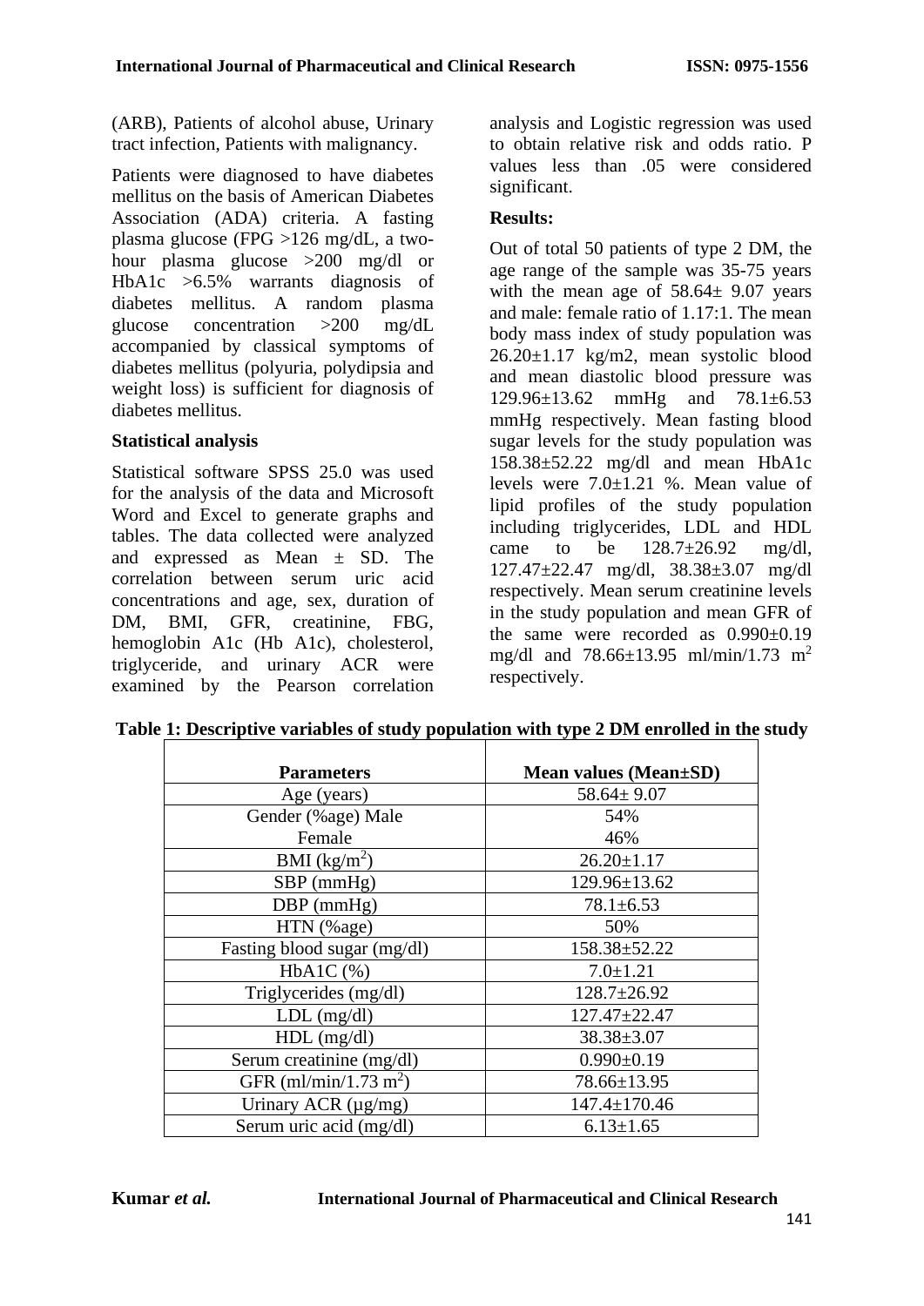(ARB), Patients of alcohol abuse, Urinary tract infection, Patients with malignancy.

Patients were diagnosed to have diabetes mellitus on the basis of American Diabetes Association (ADA) criteria. A fasting plasma glucose (FPG >126 mg/dL, a two-hour plasma glucose >200 mg/dl or HbA1c >6.5% warrants diagnosis of diabetes mellitus. A random plasma glucose concentration >200 mg/dL accompanied by classical symptoms of diabetes mellitus (polyuria, polydipsia and weight loss) is sufficient for diagnosis of diabetes mellitus.

**Statistical analysis**

Statistical software SPSS 25.0 was used for the analysis of the data and Microsoft Word and Excel to generate graphs and tables. The data collected were analyzed and expressed as Mean ± SD. The correlation between serum uric acid concentrations and age, sex, duration of DM, BMI, GFR, creatinine, FBG, hemoglobin A1c (Hb A1c), cholesterol, triglyceride, and urinary ACR were examined by the Pearson correlation analysis and Logistic regression was used to obtain relative risk and odds ratio. P values less than .05 were considered significant.

**Results:**

Out of total 50 patients of type 2 DM, the age range of the sample was 35-75 years with the mean age of 58.64± 9.07 years and male: female ratio of 1.17:1. The mean body mass index of study population was 26.20±1.17 kg/m2, mean systolic blood and mean diastolic blood pressure was 129.96±13.62 mmHg and 78.1±6.53 mmHg respectively. Mean fasting blood sugar levels for the study population was 158.38±52.22 mg/dl and mean HbA1c levels were 7.0±1.21 %. Mean value of lipid profiles of the study population including triglycerides, LDL and HDL came to be 128.7±26.92 mg/dl, 127.47±22.47 mg/dl, 38.38±3.07 mg/dl respectively. Mean serum creatinine levels in the study population and mean GFR of the same were recorded as 0.990±0.19 mg/dl and 78.66±13.95 ml/min/1.73 $m^2$ respectively.

**Table 1: Descriptive variables of study population with type 2 DM enrolled in the study**

| Parameters | Mean values (Mean±SD) |
|---|---|
| Age (years) | 58.64± 9.07 |
| Gender (%age) Male<br>Female | 54%<br>46% |
| BMI ($kg/m^2$) | 26.20±1.17 |
| SBP (mmHg) | 129.96±13.62 |
| DBP (mmHg) | 78.1±6.53 |
| HTN (%age) | 50% |
| Fasting blood sugar (mg/dl) | 158.38±52.22 |
| HbA1C (%) | 7.0±1.21 |
| Triglycerides (mg/dl) | 128.7±26.92 |
| LDL (mg/dl) | 127.47±22.47 |
| HDL (mg/dl) | 38.38±3.07 |
| Serum creatinine (mg/dl) | 0.990±0.19 |
| GFR (ml/min/1.73 $m^2$) | 78.66±13.95 |
| Urinary ACR (µg/mg) | 147.4±170.46 |
| Serum uric acid (mg/dl) | 6.13±1.65 |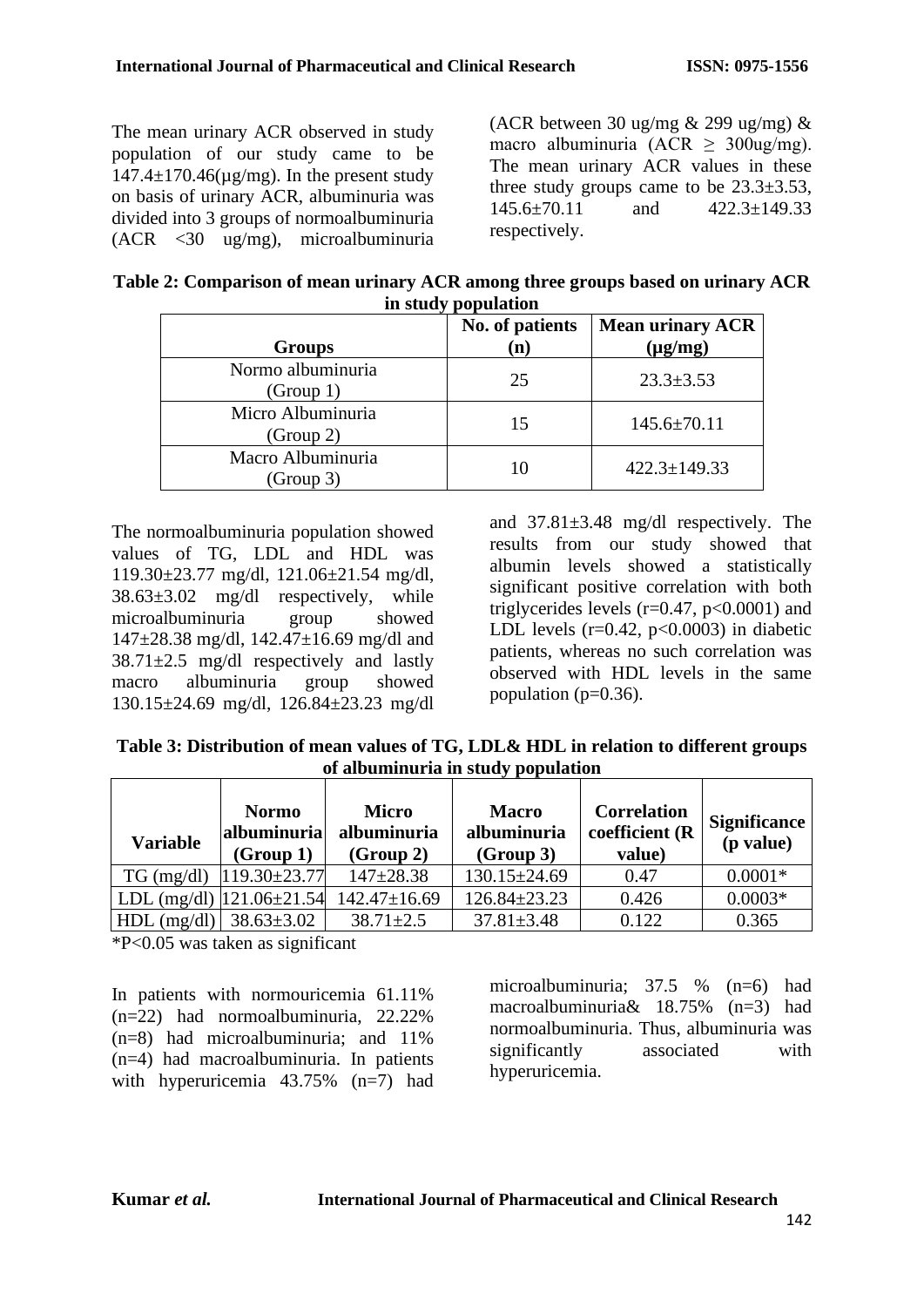The mean urinary ACR observed in study population of our study came to be 147.4±170.46(µg/mg). In the present study on basis of urinary ACR, albuminuria was divided into 3 groups of normoalbuminuria (ACR <30 ug/mg), microalbuminuria (ACR between 30 ug/mg & 299 ug/mg) & macro albuminuria (ACR ≥ 300ug/mg). The mean urinary ACR values in these three study groups came to be 23.3±3.53, 145.6±70.11 and 422.3±149.33 respectively.

**Table 2: Comparison of mean urinary ACR among three groups based on urinary ACR in study population**

| Groups | No. of patients (n) | Mean urinary ACR (µg/mg) |
|---|---|---|
| Normo albuminuria (Group 1) | 25 | 23.3±3.53 |
| Micro Albuminuria (Group 2) | 15 | 145.6±70.11 |
| Macro Albuminuria (Group 3) | 10 | 422.3±149.33 |

The normoalbuminuria population showed values of TG, LDL and HDL was 119.30±23.77 mg/dl, 121.06±21.54 mg/dl, 38.63±3.02 mg/dl respectively, while microalbuminuria group showed 147±28.38 mg/dl, 142.47±16.69 mg/dl and 38.71±2.5 mg/dl respectively and lastly macro albuminuria group showed 130.15±24.69 mg/dl, 126.84±23.23 mg/dl and 37.81±3.48 mg/dl respectively. The results from our study showed that albumin levels showed a statistically significant positive correlation with both triglycerides levels (r=0.47, p<0.0001) and LDL levels (r=0.42, p<0.0003) in diabetic patients, whereas no such correlation was observed with HDL levels in the same population (p=0.36).

**Table 3: Distribution of mean values of TG, LDL& HDL in relation to different groups of albuminuria in study population**

| Variable | Normo albuminuria (Group 1) | Micro albuminuria (Group 2) | Macro albuminuria (Group 3) | Correlation coefficient (R value) | Significance (p value) |
|---|---|---|---|---|---|
| TG (mg/dl) | 119.30±23.77 | 147±28.38 | 130.15±24.69 | 0.47 | 0.0001* |
| LDL (mg/dl) | 121.06±21.54 | 142.47±16.69 | 126.84±23.23 | 0.426 | 0.0003* |
| HDL (mg/dl) | 38.63±3.02 | 38.71±2.5 | 37.81±3.48 | 0.122 | 0.365 |

*P<0.05 was taken as significant

In patients with normouricemia 61.11% (n=22) had normoalbuminuria, 22.22% (n=8) had microalbuminuria; and 11% (n=4) had macroalbuminuria. In patients with hyperuricemia 43.75% (n=7) had microalbuminuria; 37.5 % (n=6) had macroalbuminuria& 18.75% (n=3) had normoalbuminuria. Thus, albuminuria was significantly associated with hyperuricemia.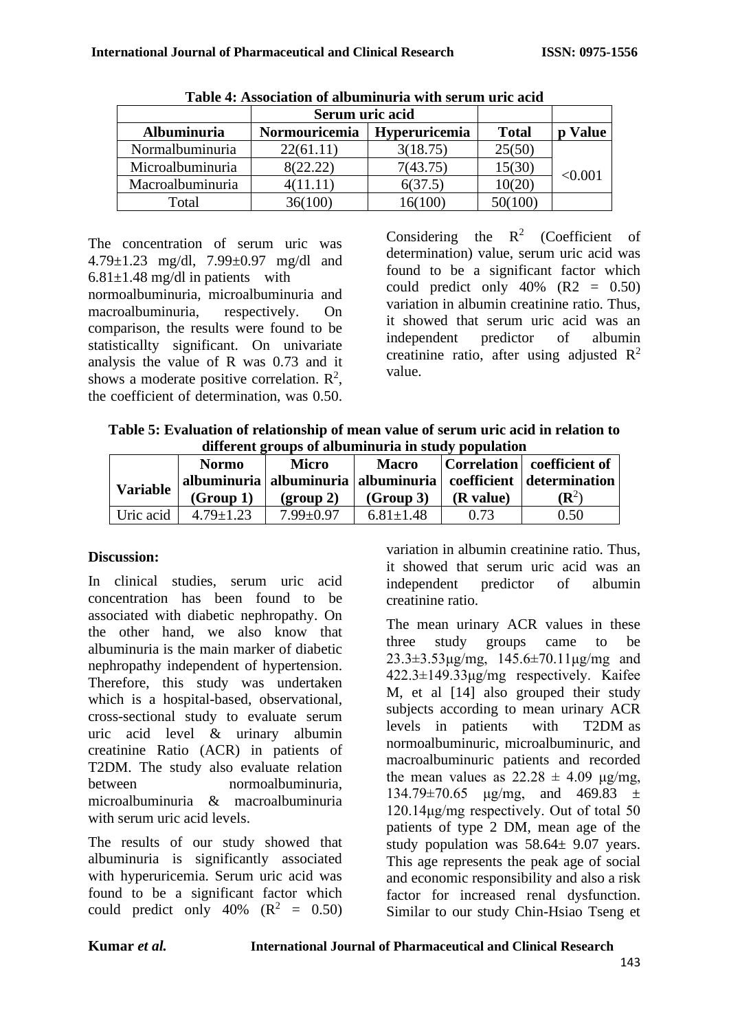**Table 4: Association of albuminuria with serum uric acid**

| | Serum uric acid | | | |
|---|---|---|---|---|
| **Albuminuria** | **Normouricemia** | **Hyperuricemia** | **Total** | **p Value** |
| Normalbuminuria | 22(61.11) | 3(18.75) | 25(50) | <0.001 |
| Microalbuminuria | 8(22.22) | 7(43.75) | 15(30) | |
| Macroalbuminuria | 4(11.11) | 6(37.5) | 10(20) | |
| Total | 36(100) | 16(100) | 50(100) | |

The concentration of serum uric was 4.79±1.23 mg/dl, 7.99±0.97 mg/dl and 6.81±1.48 mg/dl in patients with normoalbuminuria, microalbuminuria and macroalbuminuria, respectively. On comparison, the results were found to be statisticallty significant. On univariate analysis the value of R was 0.73 and it shows a moderate positive correlation. $R^2$, the coefficient of determination, was 0.50.

Considering the $R^2$ (Coefficient of determination) value, serum uric acid was found to be a significant factor which could predict only 40% (R2 = 0.50) variation in albumin creatinine ratio. Thus, it showed that serum uric acid was an independent predictor of albumin creatinine ratio, after using adjusted $R^2$ value.

**Table 5: Evaluation of relationship of mean value of serum uric acid in relation to different groups of albuminuria in study population**

| Variable | Normo albuminuria (Group 1) | Micro albuminuria (group 2) | Macro albuminuria (Group 3) | Correlation coefficient (R value) | coefficient of determination ($R^2$) |
|---|---|---|---|---|---|
| Uric acid | 4.79±1.23 | 7.99±0.97 | 6.81±1.48 | 0.73 | 0.50 |

**Discussion:**

In clinical studies, serum uric acid concentration has been found to be associated with diabetic nephropathy. On the other hand, we also know that albuminuria is the main marker of diabetic nephropathy independent of hypertension. Therefore, this study was undertaken which is a hospital-based, observational, cross-sectional study to evaluate serum uric acid level & urinary albumin creatinine Ratio (ACR) in patients of T2DM. The study also evaluate relation between normoalbuminuria, microalbuminuria & macroalbuminuria with serum uric acid levels.

The results of our study showed that albuminuria is significantly associated with hyperuricemia. Serum uric acid was found to be a significant factor which could predict only 40% ($R^2$ = 0.50) variation in albumin creatinine ratio. Thus, it showed that serum uric acid was an independent predictor of albumin creatinine ratio.

The mean urinary ACR values in these three study groups came to be 23.3±3.53μg/mg, 145.6±70.11μg/mg and 422.3±149.33μg/mg respectively. Kaifee M, et al [14] also grouped their study subjects according to mean urinary ACR levels in patients with T2DM as normoalbuminuric, microalbuminuric, and macroalbuminuric patients and recorded the mean values as 22.28 ± 4.09 μg/mg, 134.79±70.65 μg/mg, and 469.83 ± 120.14μg/mg respectively. Out of total 50 patients of type 2 DM, mean age of the study population was 58.64± 9.07 years. This age represents the peak age of social and economic responsibility and also a risk factor for increased renal dysfunction. Similar to our study Chin-Hsiao Tseng et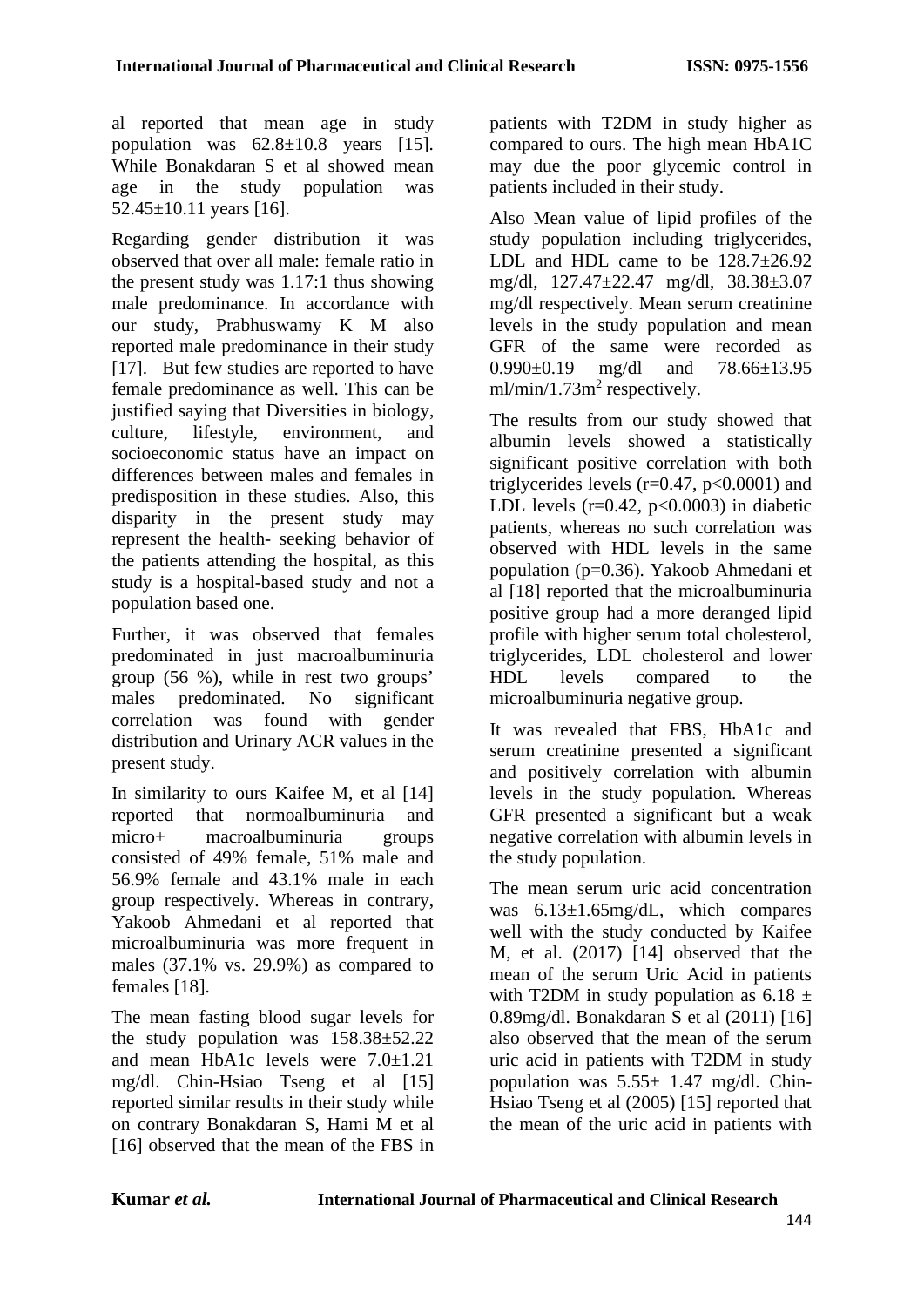al reported that mean age in study population was 62.8±10.8 years [15]. While Bonakdaran S et al showed mean age in the study population was 52.45±10.11 years [16].

Regarding gender distribution it was observed that over all male: female ratio in the present study was 1.17:1 thus showing male predominance. In accordance with our study, Prabhuswamy K M also reported male predominance in their study [17]. But few studies are reported to have female predominance as well. This can be justified saying that Diversities in biology, culture, lifestyle, environment, and socioeconomic status have an impact on differences between males and females in predisposition in these studies. Also, this disparity in the present study may represent the health- seeking behavior of the patients attending the hospital, as this study is a hospital-based study and not a population based one.

Further, it was observed that females predominated in just macroalbuminuria group (56 %), while in rest two groups' males predominated. No significant correlation was found with gender distribution and Urinary ACR values in the present study.

In similarity to ours Kaifee M, et al [14] reported that normoalbuminuria and micro+ macroalbuminuria groups consisted of 49% female, 51% male and 56.9% female and 43.1% male in each group respectively. Whereas in contrary, Yakoob Ahmedani et al reported that microalbuminuria was more frequent in males (37.1% vs. 29.9%) as compared to females [18].

The mean fasting blood sugar levels for the study population was 158.38±52.22 and mean HbA1c levels were 7.0±1.21 mg/dl. Chin-Hsiao Tseng et al [15] reported similar results in their study while on contrary Bonakdaran S, Hami M et al [16] observed that the mean of the FBS in patients with T2DM in study higher as compared to ours. The high mean HbA1C may due the poor glycemic control in patients included in their study.

Also Mean value of lipid profiles of the study population including triglycerides, LDL and HDL came to be 128.7±26.92 mg/dl, 127.47±22.47 mg/dl, 38.38±3.07 mg/dl respectively. Mean serum creatinine levels in the study population and mean GFR of the same were recorded as 0.990±0.19 mg/dl and 78.66±13.95 ml/min/1.73m$^2$ respectively.

The results from our study showed that albumin levels showed a statistically significant positive correlation with both triglycerides levels ($r=0.47$, $p<0.0001$) and LDL levels ($r=0.42$, $p<0.0003$) in diabetic patients, whereas no such correlation was observed with HDL levels in the same population ($p=0.36$). Yakoob Ahmedani et al [18] reported that the microalbuminuria positive group had a more deranged lipid profile with higher serum total cholesterol, triglycerides, LDL cholesterol and lower HDL levels compared to the microalbuminuria negative group.

It was revealed that FBS, HbA1c and serum creatinine presented a significant and positively correlation with albumin levels in the study population. Whereas GFR presented a significant but a weak negative correlation with albumin levels in the study population.

The mean serum uric acid concentration was 6.13±1.65mg/dL, which compares well with the study conducted by Kaifee M, et al. (2017) [14] observed that the mean of the serum Uric Acid in patients with T2DM in study population as 6.18 ± 0.89mg/dl. Bonakdaran S et al (2011) [16] also observed that the mean of the serum uric acid in patients with T2DM in study population was 5.55± 1.47 mg/dl. Chin-Hsiao Tseng et al (2005) [15] reported that the mean of the uric acid in patients with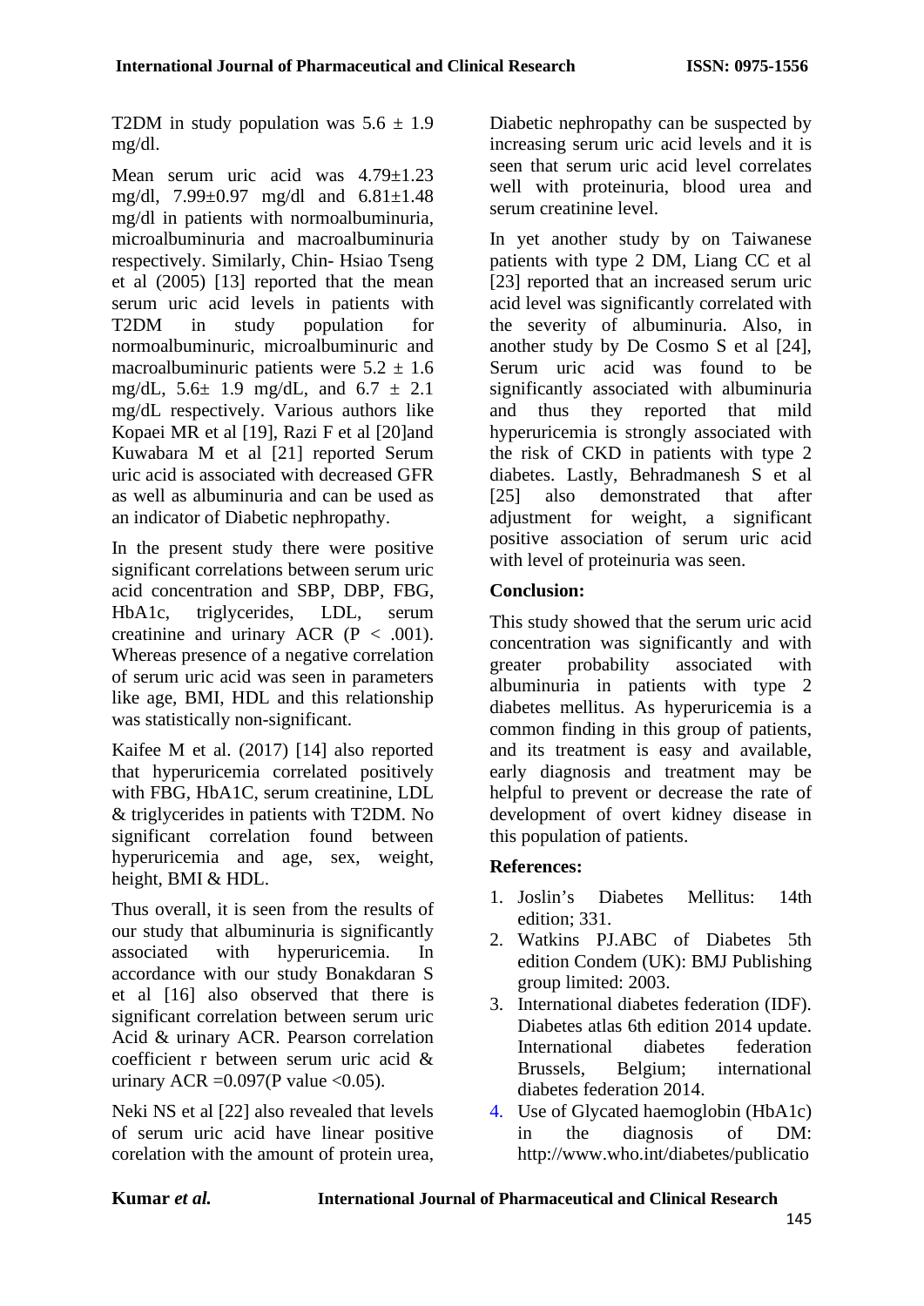T2DM in study population was 5.6 ± 1.9 mg/dl.

Mean serum uric acid was 4.79±1.23 mg/dl, 7.99±0.97 mg/dl and 6.81±1.48 mg/dl in patients with normoalbuminuria, microalbuminuria and macroalbuminuria respectively. Similarly, Chin- Hsiao Tseng et al (2005) [13] reported that the mean serum uric acid levels in patients with T2DM in study population for normoalbuminuric, microalbuminuric and macroalbuminuric patients were 5.2 ± 1.6 mg/dL, 5.6± 1.9 mg/dL, and 6.7 ± 2.1 mg/dL respectively. Various authors like Kopaei MR et al [19], Razi F et al [20]and Kuwabara M et al [21] reported Serum uric acid is associated with decreased GFR as well as albuminuria and can be used as an indicator of Diabetic nephropathy.

In the present study there were positive significant correlations between serum uric acid concentration and SBP, DBP, FBG, HbA1c, triglycerides, LDL, serum creatinine and urinary ACR ($P < .001$). Whereas presence of a negative correlation of serum uric acid was seen in parameters like age, BMI, HDL and this relationship was statistically non-significant.

Kaifee M et al. (2017) [14] also reported that hyperuricemia correlated positively with FBG, HbA1C, serum creatinine, LDL & triglycerides in patients with T2DM. No significant correlation found between hyperuricemia and age, sex, weight, height, BMI & HDL.

Thus overall, it is seen from the results of our study that albuminuria is significantly associated with hyperuricemia. In accordance with our study Bonakdaran S et al [16] also observed that there is significant correlation between serum uric Acid & urinary ACR. Pearson correlation coefficient r between serum uric acid & urinary ACR =0.097(P value <0.05).

Neki NS et al [22] also revealed that levels of serum uric acid have linear positive corelation with the amount of protein urea, Diabetic nephropathy can be suspected by increasing serum uric acid levels and it is seen that serum uric acid level correlates well with proteinuria, blood urea and serum creatinine level.

In yet another study by on Taiwanese patients with type 2 DM, Liang CC et al [23] reported that an increased serum uric acid level was significantly correlated with the severity of albuminuria. Also, in another study by De Cosmo S et al [24], Serum uric acid was found to be significantly associated with albuminuria and thus they reported that mild hyperuricemia is strongly associated with the risk of CKD in patients with type 2 diabetes. Lastly, Behradmanesh S et al [25] also demonstrated that after adjustment for weight, a significant positive association of serum uric acid with level of proteinuria was seen.

## Conclusion:

This study showed that the serum uric acid concentration was significantly and with greater probability associated with albuminuria in patients with type 2 diabetes mellitus. As hyperuricemia is a common finding in this group of patients, and its treatment is easy and available, early diagnosis and treatment may be helpful to prevent or decrease the rate of development of overt kidney disease in this population of patients.

## References:

1. Joslin's Diabetes Mellitus: 14th edition; 331.
2. Watkins PJ.ABC of Diabetes 5th edition Condem (UK): BMJ Publishing group limited: 2003.
3. International diabetes federation (IDF). Diabetes atlas 6th edition 2014 update. International diabetes federation Brussels, Belgium; international diabetes federation 2014.
4. Use of Glycated haemoglobin (HbA1c) in the diagnosis of DM: http://www.who.int/diabetes/publicatio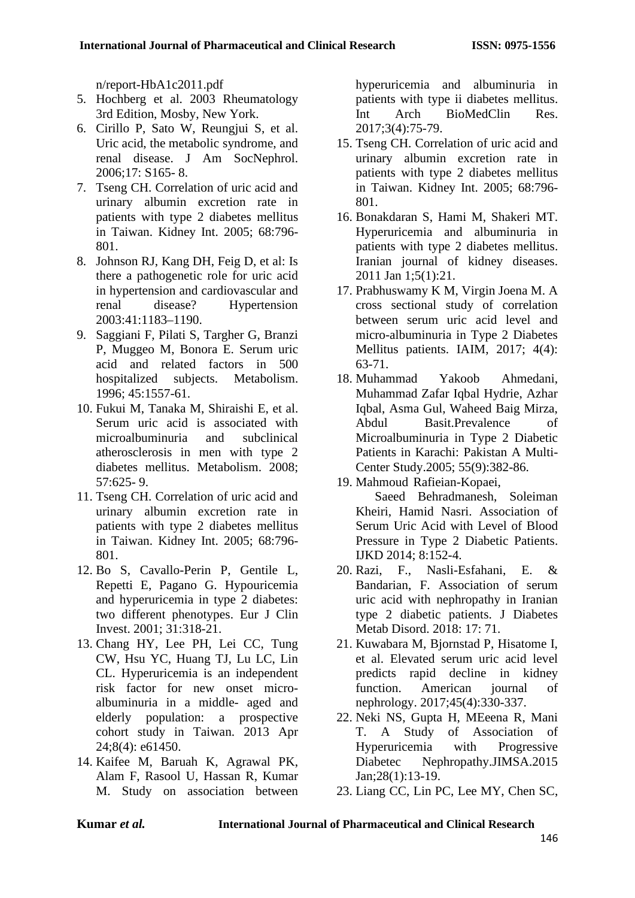n/report-HbA1c2011.pdf

5. Hochberg et al. 2003 Rheumatology 3rd Edition, Mosby, New York.
6. Cirillo P, Sato W, Reungjui S, et al. Uric acid, the metabolic syndrome, and renal disease. J Am SocNephrol. 2006;17: S165- 8.
7. Tseng CH. Correlation of uric acid and urinary albumin excretion rate in patients with type 2 diabetes mellitus in Taiwan. Kidney Int. 2005; 68:796-801.
8. Johnson RJ, Kang DH, Feig D, et al: Is there a pathogenetic role for uric acid in hypertension and cardiovascular and renal disease? Hypertension 2003:41:1183–1190.
9. Saggiani F, Pilati S, Targher G, Branzi P, Muggeo M, Bonora E. Serum uric acid and related factors in 500 hospitalized subjects. Metabolism. 1996; 45:1557-61.
10. Fukui M, Tanaka M, Shiraishi E, et al. Serum uric acid is associated with microalbuminuria and subclinical atherosclerosis in men with type 2 diabetes mellitus. Metabolism. 2008; 57:625- 9.
11. Tseng CH. Correlation of uric acid and urinary albumin excretion rate in patients with type 2 diabetes mellitus in Taiwan. Kidney Int. 2005; 68:796-801.
12. Bo S, Cavallo-Perin P, Gentile L, Repetti E, Pagano G. Hypouricemia and hyperuricemia in type 2 diabetes: two different phenotypes. Eur J Clin Invest. 2001; 31:318-21.
13. Chang HY, Lee PH, Lei CC, Tung CW, Hsu YC, Huang TJ, Lu LC, Lin CL. Hyperuricemia is an independent risk factor for new onset micro-albuminuria in a middle- aged and elderly population: a prospective cohort study in Taiwan. 2013 Apr 24;8(4): e61450.
14. Kaifee M, Baruah K, Agrawal PK, Alam F, Rasool U, Hassan R, Kumar M. Study on association between hyperuricemia and albuminuria in patients with type ii diabetes mellitus. Int Arch BioMedClin Res. 2017;3(4):75-79.
15. Tseng CH. Correlation of uric acid and urinary albumin excretion rate in patients with type 2 diabetes mellitus in Taiwan. Kidney Int. 2005; 68:796-801.
16. Bonakdaran S, Hami M, Shakeri MT. Hyperuricemia and albuminuria in patients with type 2 diabetes mellitus. Iranian journal of kidney diseases. 2011 Jan 1;5(1):21.
17. Prabhuswamy K M, Virgin Joena M. A cross sectional study of correlation between serum uric acid level and micro-albuminuria in Type 2 Diabetes Mellitus patients. IAIM, 2017; 4(4): 63-71.
18. Muhammad Yakoob Ahmedani, Muhammad Zafar Iqbal Hydrie, Azhar Iqbal, Asma Gul, Waheed Baig Mirza, Abdul Basit.Prevalence of Microalbuminuria in Type 2 Diabetic Patients in Karachi: Pakistan A Multi-Center Study.2005; 55(9):382-86.
19. Mahmoud Rafieian-Kopaei, Saeed Behradmanesh, Soleiman Kheiri, Hamid Nasri. Association of Serum Uric Acid with Level of Blood Pressure in Type 2 Diabetic Patients. IJKD 2014; 8:152-4.
20. Razi, F., Nasli-Esfahani, E. & Bandarian, F. Association of serum uric acid with nephropathy in Iranian type 2 diabetic patients. J Diabetes Metab Disord. 2018: 17: 71.
21. Kuwabara M, Bjornstad P, Hisatome I, et al. Elevated serum uric acid level predicts rapid decline in kidney function. American journal of nephrology. 2017;45(4):330-337.
22. Neki NS, Gupta H, MEeena R, Mani T. A Study of Association of Hyperuricemia with Progressive Diabetec Nephropathy.JIMSA.2015 Jan;28(1):13-19.
23. Liang CC, Lin PC, Lee MY, Chen SC,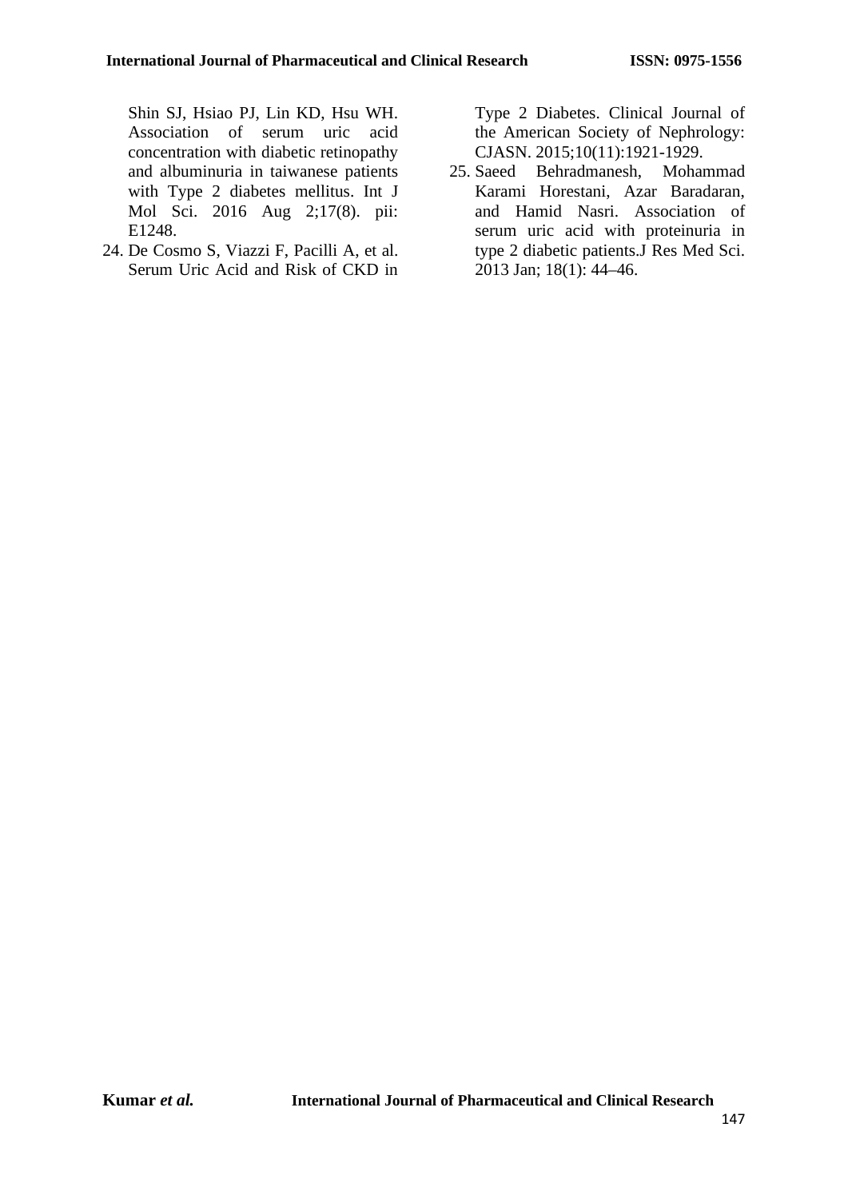Shin SJ, Hsiao PJ, Lin KD, Hsu WH. Association of serum uric acid concentration with diabetic retinopathy and albuminuria in taiwanese patients with Type 2 diabetes mellitus. Int J Mol Sci. 2016 Aug 2;17(8). pii: E1248.

24. De Cosmo S, Viazzi F, Pacilli A, et al. Serum Uric Acid and Risk of CKD in Type 2 Diabetes. Clinical Journal of the American Society of Nephrology: CJASN. 2015;10(11):1921-1929.
25. Saeed Behradmanesh, Mohammad Karami Horestani, Azar Baradaran, and Hamid Nasri. Association of serum uric acid with proteinuria in type 2 diabetic patients.J Res Med Sci. 2013 Jan; 18(1): 44–46.